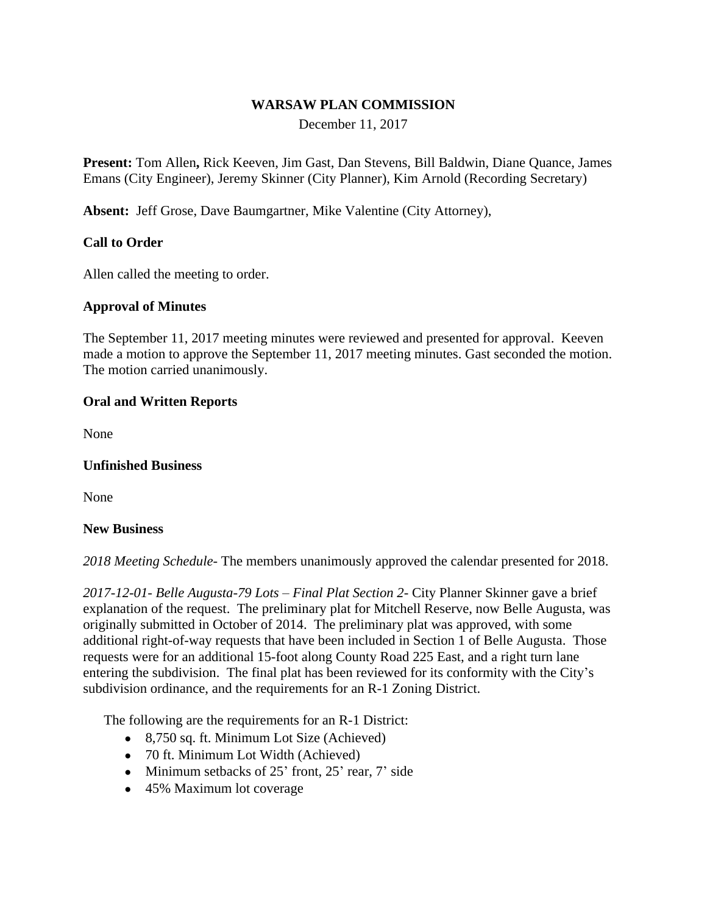# WARSAW PLAN COMMISSION

December 11, 2017

**Present:** Tom Allen**,** Rick Keeven, Jim Gast, Dan Stevens, Bill Baldwin, Diane Quance, James Emans (City Engineer), Jeremy Skinner (City Planner), Kim Arnold (Recording Secretary)

**Absent:** Jeff Grose, Dave Baumgartner, Mike Valentine (City Attorney),

## Call to Order

Allen called the meeting to order.

## Approval of Minutes

The September 11, 2017 meeting minutes were reviewed and presented for approval. Keeven made a motion to approve the September 11, 2017 meeting minutes. Gast seconded the motion. The motion carried unanimously.

## Oral and Written Reports

None

## Unfinished Business

None

## New Business

*2018 Meeting Schedule-* The members unanimously approved the calendar presented for 2018.

*2017-12-01- Belle Augusta-79 Lots – Final Plat Section 2-* City Planner Skinner gave a brief explanation of the request. The preliminary plat for Mitchell Reserve, now Belle Augusta, was originally submitted in October of 2014. The preliminary plat was approved, with some additional right-of-way requests that have been included in Section 1 of Belle Augusta. Those requests were for an additional 15-foot along County Road 225 East, and a right turn lane entering the subdivision. The final plat has been reviewed for its conformity with the City's subdivision ordinance, and the requirements for an R-1 Zoning District.

The following are the requirements for an R-1 District:

- 8,750 sq. ft. Minimum Lot Size (Achieved)
- 70 ft. Minimum Lot Width (Achieved)
- Minimum setbacks of 25' front, 25' rear, 7' side
- 45% Maximum lot coverage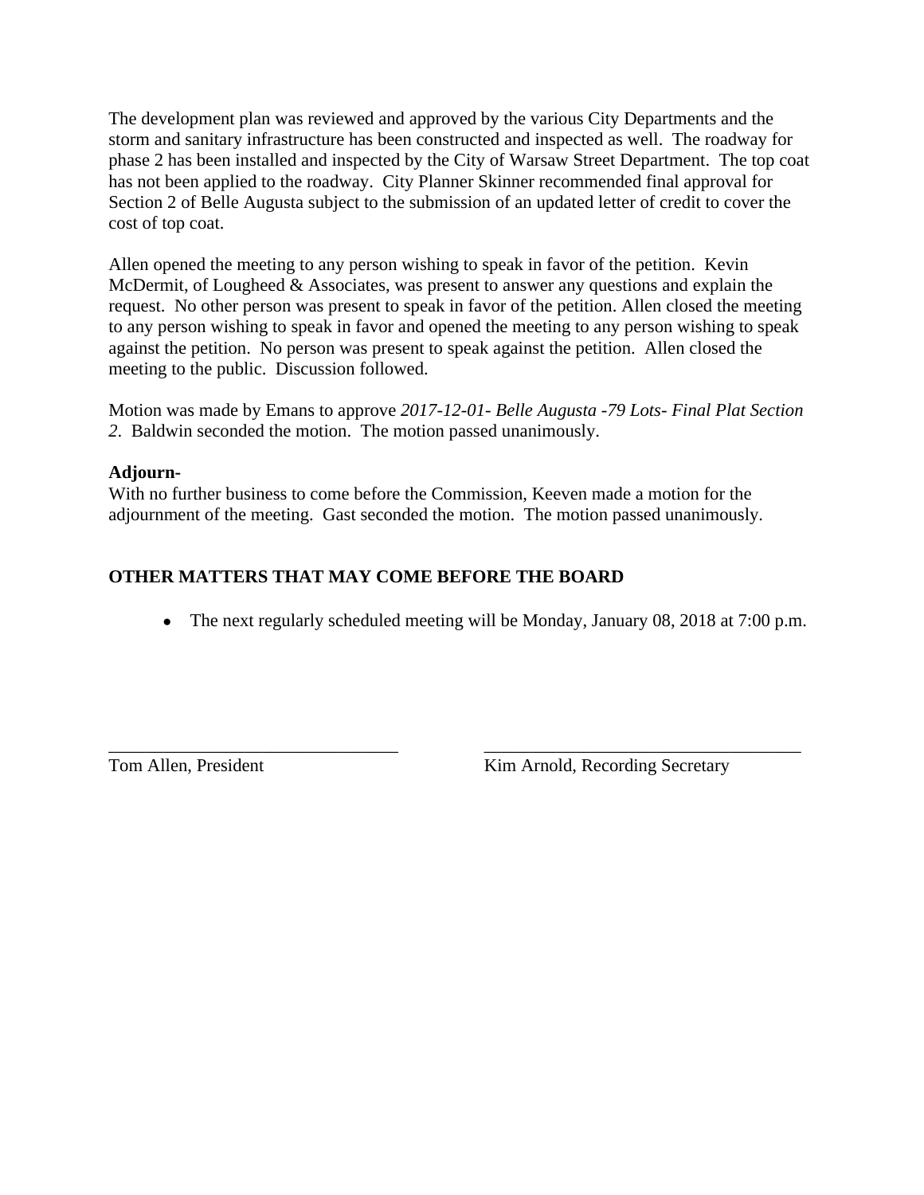The development plan was reviewed and approved by the various City Departments and the storm and sanitary infrastructure has been constructed and inspected as well. The roadway for phase 2 has been installed and inspected by the City of Warsaw Street Department. The top coat has not been applied to the roadway. City Planner Skinner recommended final approval for Section 2 of Belle Augusta subject to the submission of an updated letter of credit to cover the cost of top coat.

Allen opened the meeting to any person wishing to speak in favor of the petition. Kevin McDermit, of Lougheed & Associates, was present to answer any questions and explain the request. No other person was present to speak in favor of the petition. Allen closed the meeting to any person wishing to speak in favor and opened the meeting to any person wishing to speak against the petition. No person was present to speak against the petition. Allen closed the meeting to the public. Discussion followed.

Motion was made by Emans to approve *2017-12-01- Belle Augusta -79 Lots- Final Plat Section 2*. Baldwin seconded the motion. The motion passed unanimously.

**Adjourn-**
With no further business to come before the Commission, Keeven made a motion for the adjournment of the meeting. Gast seconded the motion. The motion passed unanimously.

**OTHER MATTERS THAT MAY COME BEFORE THE BOARD**

- The next regularly scheduled meeting will be Monday, January 08, 2018 at 7:00 p.m.

_______________________________ Tom Allen, President

_______________________________ Kim Arnold, Recording Secretary